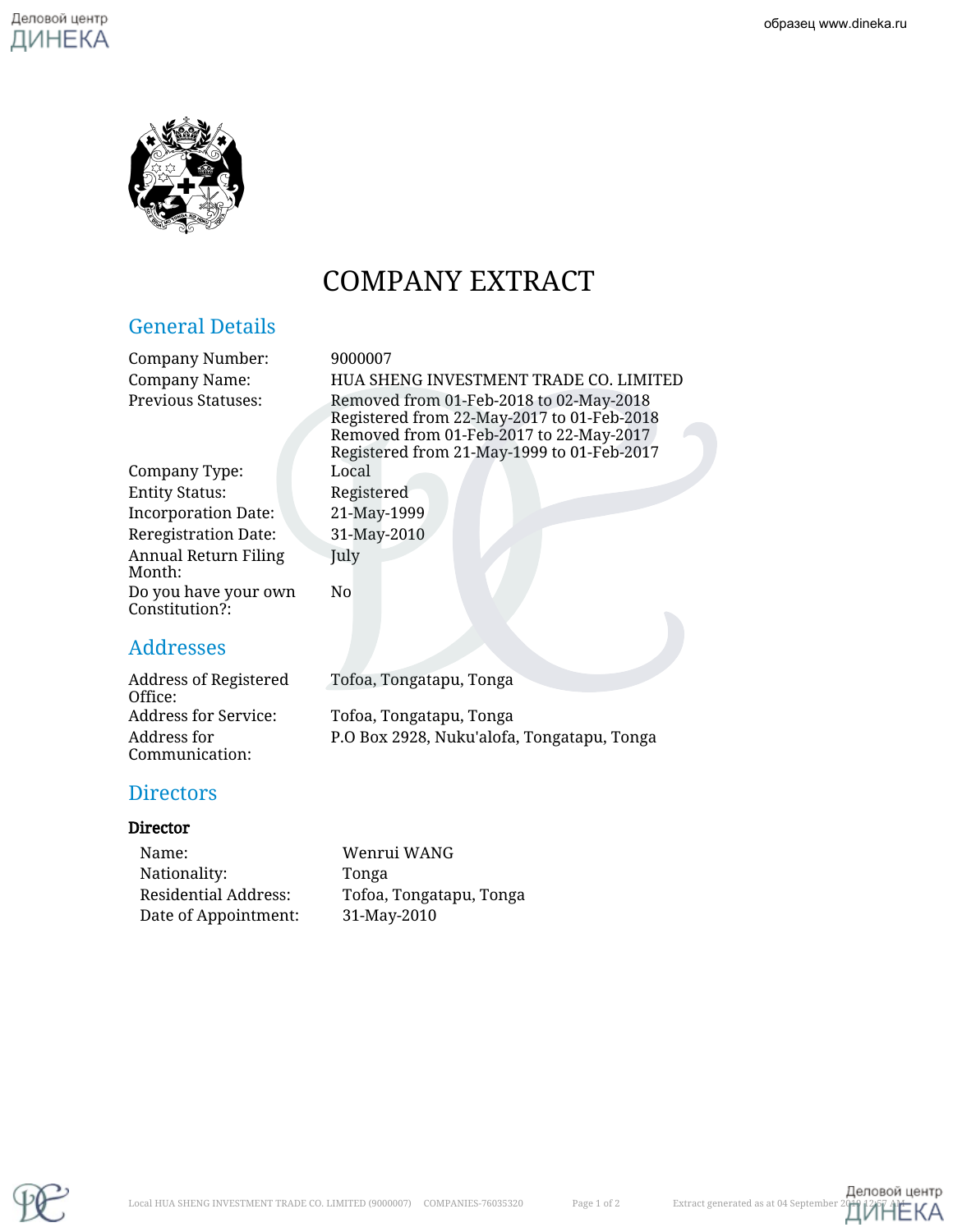# COMPANY EXTRACT

## General Details

| | |
|---|---|
| Company Number: | 9000007 |
| Company Name: | HUA SHENG INVESTMENT TRADE CO. LIMITED |
| Previous Statuses: | Removed from 01-Feb-2018 to 02-May-2018<br>Registered from 22-May-2017 to 01-Feb-2018<br>Removed from 01-Feb-2017 to 22-May-2017<br>Registered from 21-May-1999 to 01-Feb-2017 |
| Company Type: | Local |
| Entity Status: | Registered |
| Incorporation Date: | 21-May-1999 |
| Reregistration Date: | 31-May-2010 |
| Annual Return Filing Month: | July |
| Do you have your own Constitution?: | No |

## Addresses

| | |
|---|---|
| Address of Registered Office: | Tofoa, Tongatapu, Tonga |
| Address for Service: | Tofoa, Tongatapu, Tonga |
| Address for Communication: | P.O Box 2928, Nuku'alofa, Tongatapu, Tonga |

## Directors

### Director

| | |
|---|---|
| Name: | Wenrui WANG |
| Nationality: | Tonga |
| Residential Address: | Tofoa, Tongatapu, Tonga |
| Date of Appointment: | 31-May-2010 |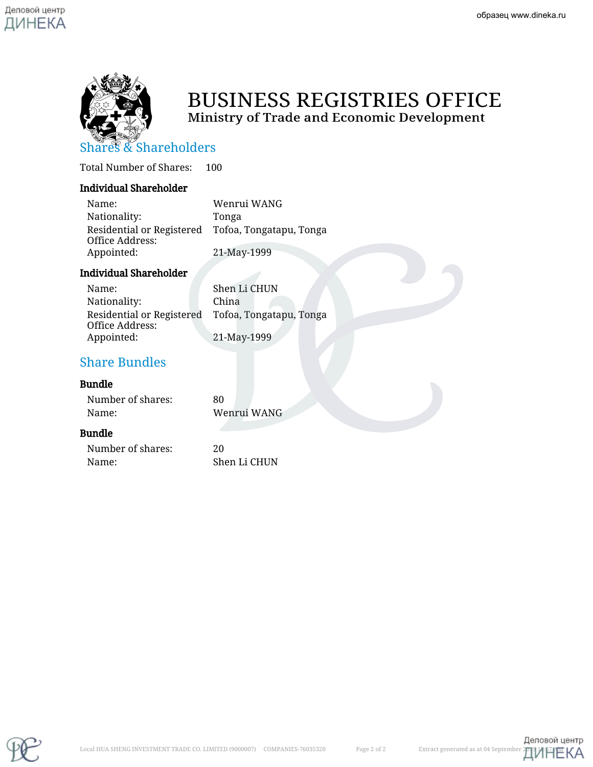# BUSINESS REGISTRIES OFFICE

**Ministry of Trade and Economic Development**

## Shares & Shareholders

Total Number of Shares: 100

### Individual Shareholder

| | |
|---|---|
| Name: | Wenrui WANG |
| Nationality: | Tonga |
| Residential or Registered Office Address: | Tofoa, Tongatapu, Tonga |
| Appointed: | 21-May-1999 |

### Individual Shareholder

| | |
|---|---|
| Name: | Shen Li CHUN |
| Nationality: | China |
| Residential or Registered Office Address: | Tofoa, Tongatapu, Tonga |
| Appointed: | 21-May-1999 |

## Share Bundles

### Bundle

| | |
|---|---|
| Number of shares: | 80 |
| Name: | Wenrui WANG |

### Bundle

| | |
|---|---|
| Number of shares: | 20 |
| Name: | Shen Li CHUN |